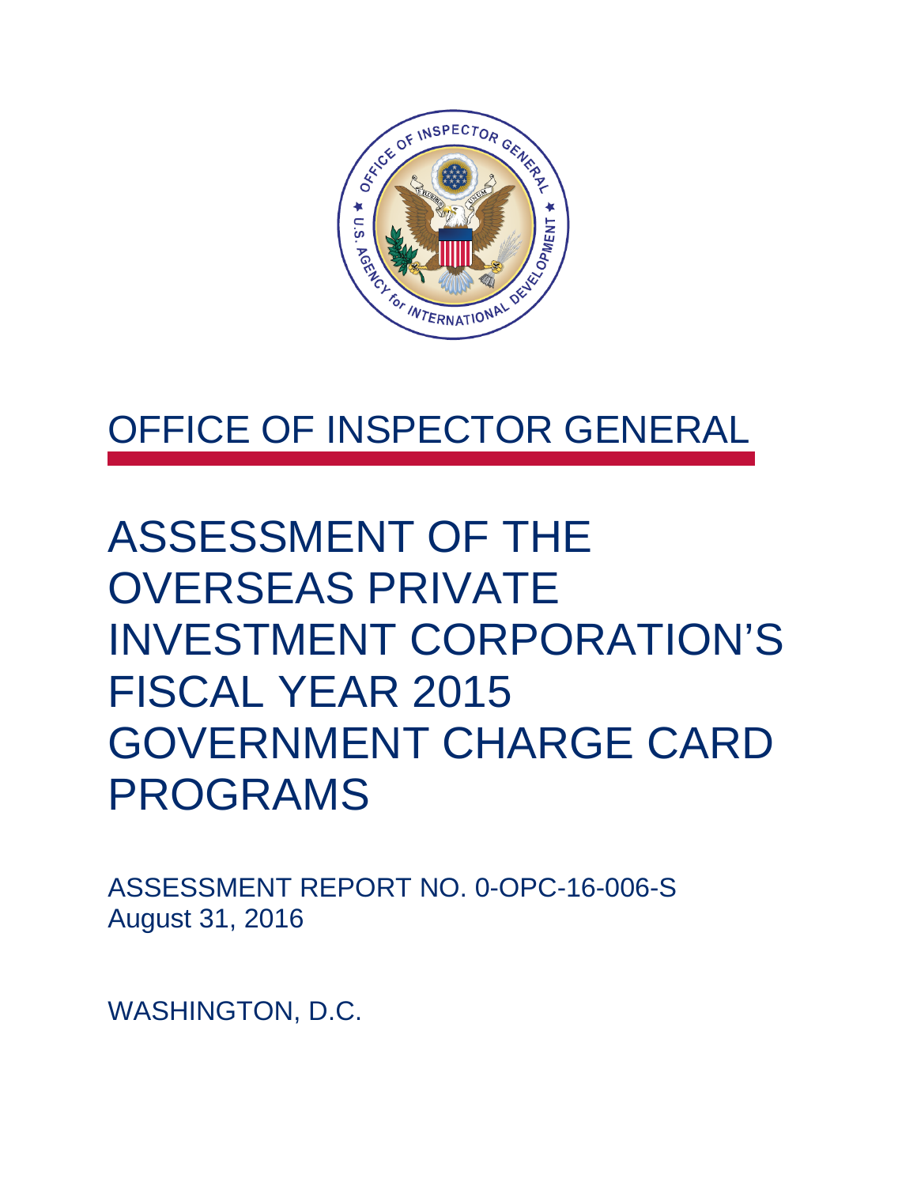# OFFICE OF INSPECTOR GENERAL

# ASSESSMENT OF THE OVERSEAS PRIVATE INVESTMENT CORPORATION'S FISCAL YEAR 2015 GOVERNMENT CHARGE CARD PROGRAMS

ASSESSMENT REPORT NO. 0-OPC-16-006-S
August 31, 2016

WASHINGTON, D.C.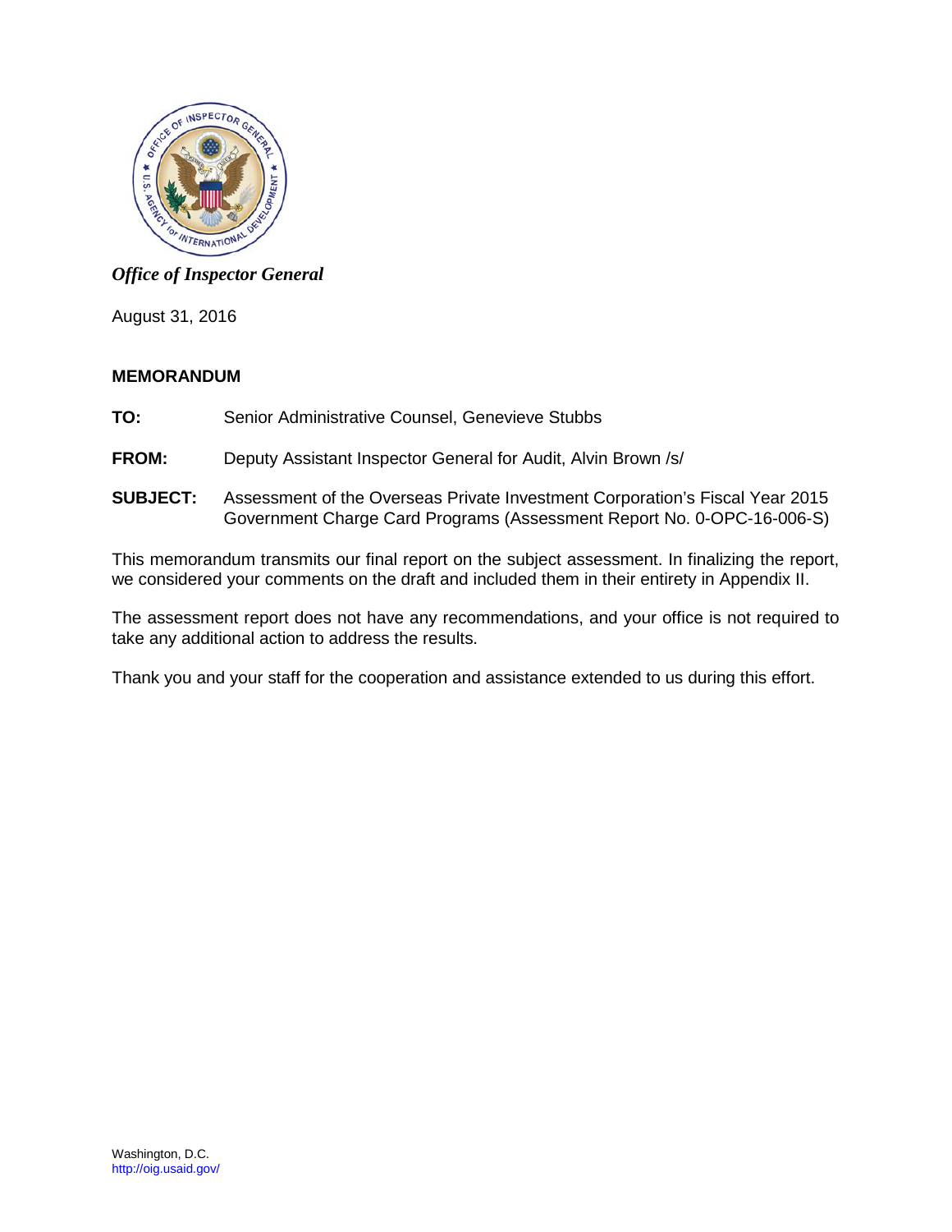*Office of Inspector General*

August 31, 2016

**MEMORANDUM**

**TO:** Senior Administrative Counsel, Genevieve Stubbs

**FROM:** Deputy Assistant Inspector General for Audit, Alvin Brown /s/

**SUBJECT:** Assessment of the Overseas Private Investment Corporation's Fiscal Year 2015 Government Charge Card Programs (Assessment Report No. 0-OPC-16-006-S)

This memorandum transmits our final report on the subject assessment. In finalizing the report, we considered your comments on the draft and included them in their entirety in Appendix II.

The assessment report does not have any recommendations, and your office is not required to take any additional action to address the results.

Thank you and your staff for the cooperation and assistance extended to us during this effort.

Washington, D.C.
http://oig.usaid.gov/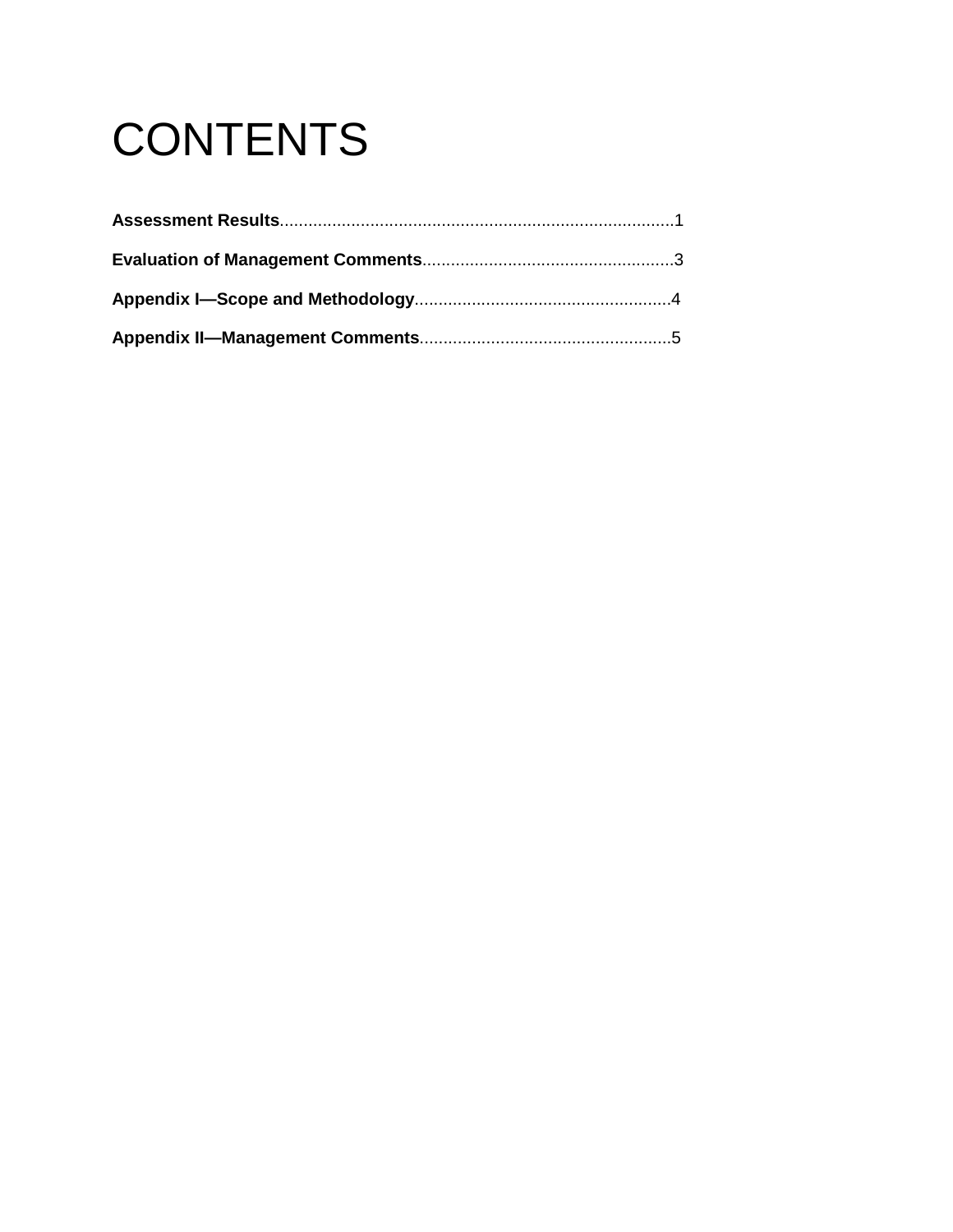# CONTENTS

**Assessment Results**..................................................................................1

**Evaluation of Management Comments**.....................................................3

**Appendix I—Scope and Methodology**.....................................................4

**Appendix II—Management Comments**....................................................5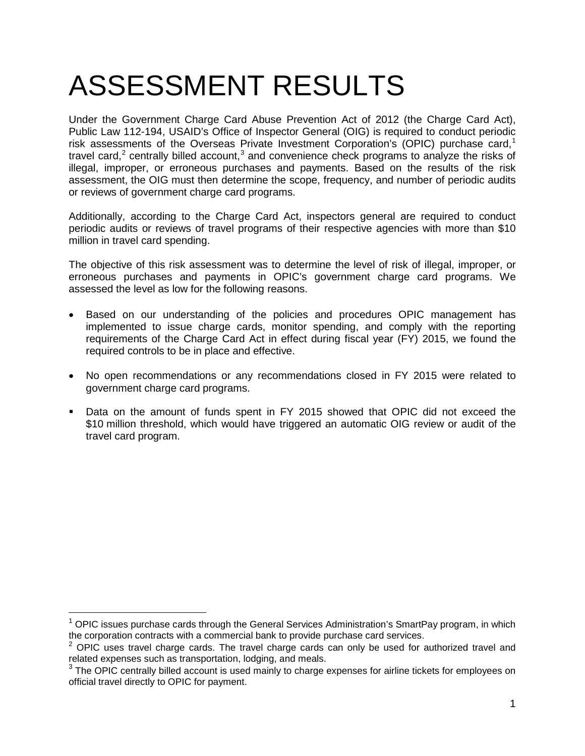# ASSESSMENT RESULTS

Under the Government Charge Card Abuse Prevention Act of 2012 (the Charge Card Act), Public Law 112-194, USAID's Office of Inspector General (OIG) is required to conduct periodic risk assessments of the Overseas Private Investment Corporation's (OPIC) purchase card,[1] travel card,[2] centrally billed account,[3] and convenience check programs to analyze the risks of illegal, improper, or erroneous purchases and payments. Based on the results of the risk assessment, the OIG must then determine the scope, frequency, and number of periodic audits or reviews of government charge card programs.

Additionally, according to the Charge Card Act, inspectors general are required to conduct periodic audits or reviews of travel programs of their respective agencies with more than $10 million in travel card spending.

The objective of this risk assessment was to determine the level of risk of illegal, improper, or erroneous purchases and payments in OPIC's government charge card programs. We assessed the level as low for the following reasons.

- Based on our understanding of the policies and procedures OPIC management has implemented to issue charge cards, monitor spending, and comply with the reporting requirements of the Charge Card Act in effect during fiscal year (FY) 2015, we found the required controls to be in place and effective.

- No open recommendations or any recommendations closed in FY 2015 were related to government charge card programs.

- Data on the amount of funds spent in FY 2015 showed that OPIC did not exceed the $10 million threshold, which would have triggered an automatic OIG review or audit of the travel card program.

---

[1] OPIC issues purchase cards through the General Services Administration's SmartPay program, in which the corporation contracts with a commercial bank to provide purchase card services.

[2] OPIC uses travel charge cards. The travel charge cards can only be used for authorized travel and related expenses such as transportation, lodging, and meals.

[3] The OPIC centrally billed account is used mainly to charge expenses for airline tickets for employees on official travel directly to OPIC for payment.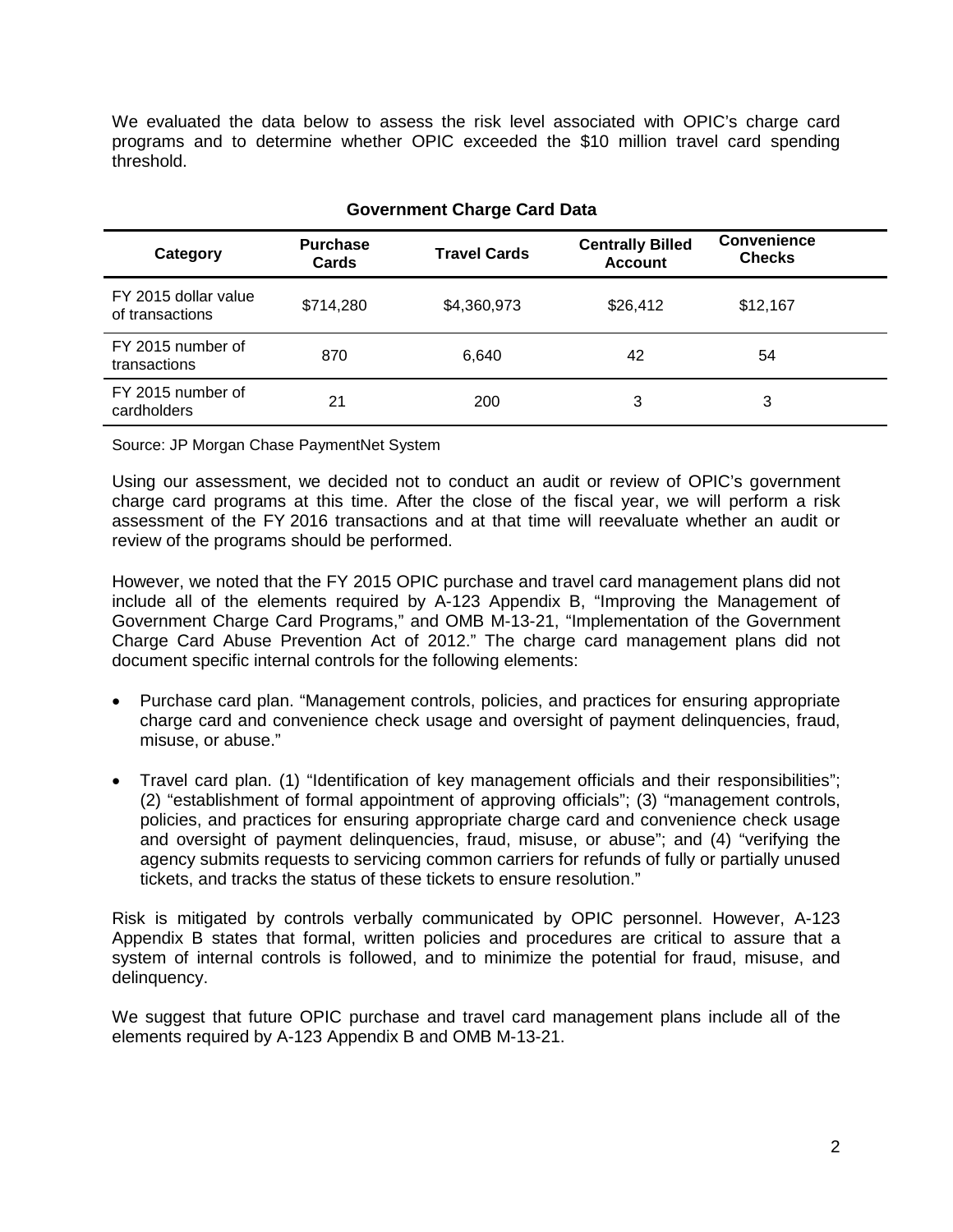We evaluated the data below to assess the risk level associated with OPIC's charge card programs and to determine whether OPIC exceeded the $10 million travel card spending threshold.

**Government Charge Card Data**

| Category | Purchase Cards | Travel Cards | Centrally Billed Account | Convenience Checks |
|---|---|---|---|---|
| FY 2015 dollar value of transactions | $714,280 | $4,360,973 | $26,412 | $12,167 |
| FY 2015 number of transactions | 870 | 6,640 | 42 | 54 |
| FY 2015 number of cardholders | 21 | 200 | 3 | 3 |

Source: JP Morgan Chase PaymentNet System

Using our assessment, we decided not to conduct an audit or review of OPIC's government charge card programs at this time. After the close of the fiscal year, we will perform a risk assessment of the FY 2016 transactions and at that time will reevaluate whether an audit or review of the programs should be performed.

However, we noted that the FY 2015 OPIC purchase and travel card management plans did not include all of the elements required by A-123 Appendix B, "Improving the Management of Government Charge Card Programs," and OMB M-13-21, "Implementation of the Government Charge Card Abuse Prevention Act of 2012." The charge card management plans did not document specific internal controls for the following elements:

- Purchase card plan. "Management controls, policies, and practices for ensuring appropriate charge card and convenience check usage and oversight of payment delinquencies, fraud, misuse, or abuse."
- Travel card plan. (1) "Identification of key management officials and their responsibilities"; (2) "establishment of formal appointment of approving officials"; (3) "management controls, policies, and practices for ensuring appropriate charge card and convenience check usage and oversight of payment delinquencies, fraud, misuse, or abuse"; and (4) "verifying the agency submits requests to servicing common carriers for refunds of fully or partially unused tickets, and tracks the status of these tickets to ensure resolution."

Risk is mitigated by controls verbally communicated by OPIC personnel. However, A-123 Appendix B states that formal, written policies and procedures are critical to assure that a system of internal controls is followed, and to minimize the potential for fraud, misuse, and delinquency.

We suggest that future OPIC purchase and travel card management plans include all of the elements required by A-123 Appendix B and OMB M-13-21.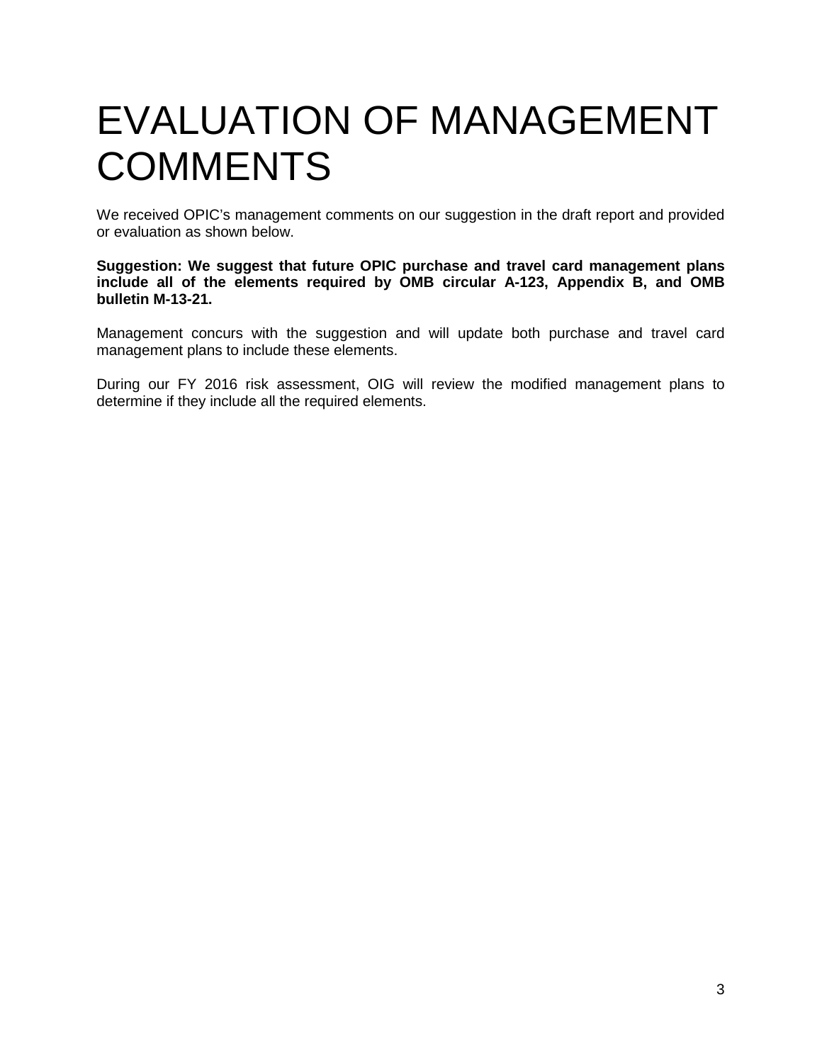# EVALUATION OF MANAGEMENT COMMENTS

We received OPIC's management comments on our suggestion in the draft report and provided or evaluation as shown below.

**Suggestion: We suggest that future OPIC purchase and travel card management plans include all of the elements required by OMB circular A-123, Appendix B, and OMB bulletin M-13-21.**

Management concurs with the suggestion and will update both purchase and travel card management plans to include these elements.

During our FY 2016 risk assessment, OIG will review the modified management plans to determine if they include all the required elements.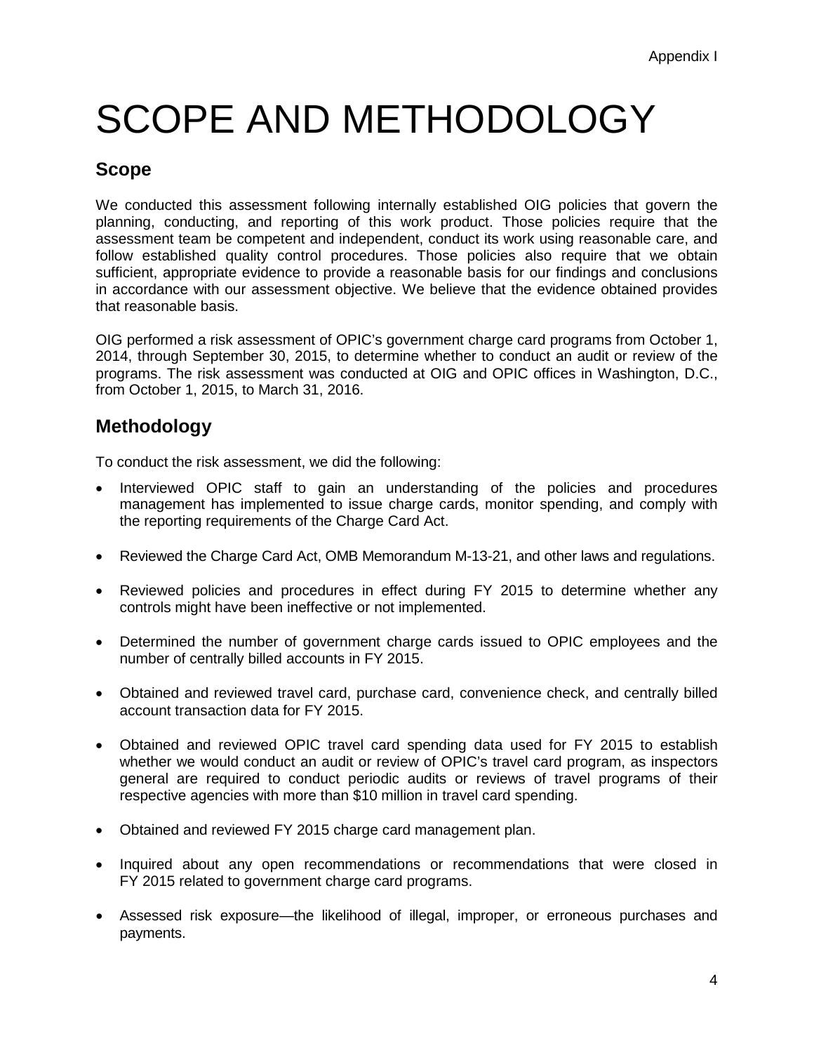Appendix I

# SCOPE AND METHODOLOGY

## Scope

We conducted this assessment following internally established OIG policies that govern the planning, conducting, and reporting of this work product. Those policies require that the assessment team be competent and independent, conduct its work using reasonable care, and follow established quality control procedures. Those policies also require that we obtain sufficient, appropriate evidence to provide a reasonable basis for our findings and conclusions in accordance with our assessment objective. We believe that the evidence obtained provides that reasonable basis.

OIG performed a risk assessment of OPIC's government charge card programs from October 1, 2014, through September 30, 2015, to determine whether to conduct an audit or review of the programs. The risk assessment was conducted at OIG and OPIC offices in Washington, D.C., from October 1, 2015, to March 31, 2016.

## Methodology

To conduct the risk assessment, we did the following:

- Interviewed OPIC staff to gain an understanding of the policies and procedures management has implemented to issue charge cards, monitor spending, and comply with the reporting requirements of the Charge Card Act.
- Reviewed the Charge Card Act, OMB Memorandum M-13-21, and other laws and regulations.
- Reviewed policies and procedures in effect during FY 2015 to determine whether any controls might have been ineffective or not implemented.
- Determined the number of government charge cards issued to OPIC employees and the number of centrally billed accounts in FY 2015.
- Obtained and reviewed travel card, purchase card, convenience check, and centrally billed account transaction data for FY 2015.
- Obtained and reviewed OPIC travel card spending data used for FY 2015 to establish whether we would conduct an audit or review of OPIC's travel card program, as inspectors general are required to conduct periodic audits or reviews of travel programs of their respective agencies with more than $10 million in travel card spending.
- Obtained and reviewed FY 2015 charge card management plan.
- Inquired about any open recommendations or recommendations that were closed in FY 2015 related to government charge card programs.
- Assessed risk exposure—the likelihood of illegal, improper, or erroneous purchases and payments.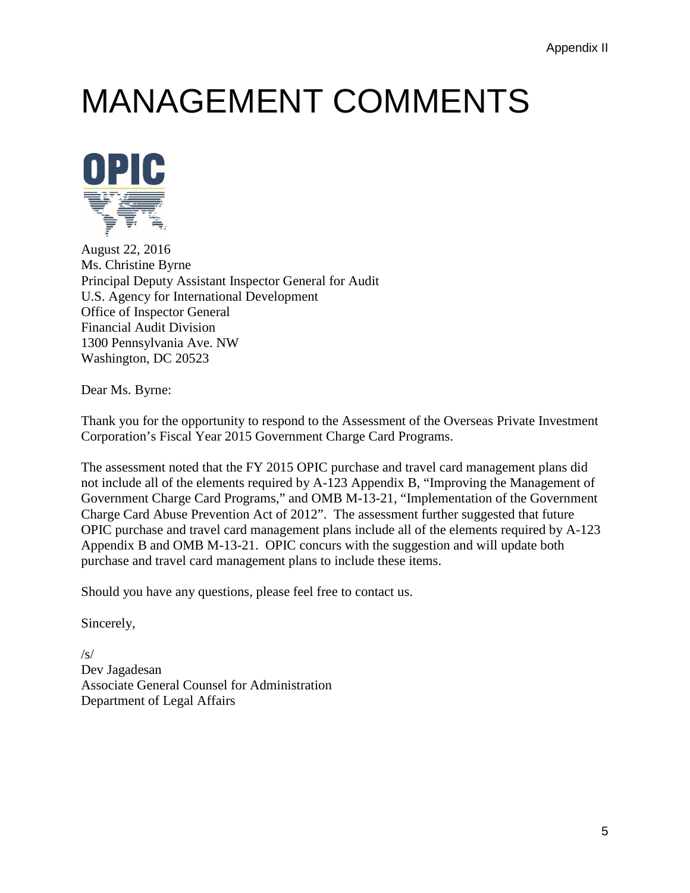Appendix II

# MANAGEMENT COMMENTS

OPIC

August 22, 2016
Ms. Christine Byrne
Principal Deputy Assistant Inspector General for Audit
U.S. Agency for International Development
Office of Inspector General
Financial Audit Division
1300 Pennsylvania Ave. NW
Washington, DC 20523

Dear Ms. Byrne:

Thank you for the opportunity to respond to the Assessment of the Overseas Private Investment Corporation's Fiscal Year 2015 Government Charge Card Programs.

The assessment noted that the FY 2015 OPIC purchase and travel card management plans did not include all of the elements required by A-123 Appendix B, "Improving the Management of Government Charge Card Programs," and OMB M-13-21, "Implementation of the Government Charge Card Abuse Prevention Act of 2012". The assessment further suggested that future OPIC purchase and travel card management plans include all of the elements required by A-123 Appendix B and OMB M-13-21. OPIC concurs with the suggestion and will update both purchase and travel card management plans to include these items.

Should you have any questions, please feel free to contact us.

Sincerely,

/s/
Dev Jagadesan
Associate General Counsel for Administration
Department of Legal Affairs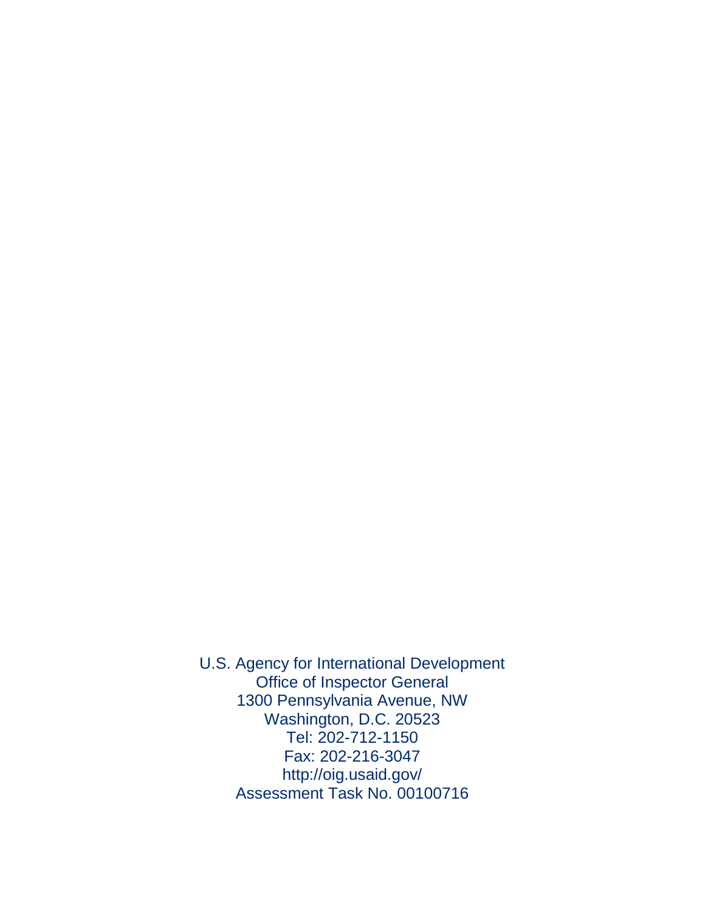U.S. Agency for International Development
Office of Inspector General
1300 Pennsylvania Avenue, NW
Washington, D.C. 20523
Tel: 202-712-1150
Fax: 202-216-3047
http://oig.usaid.gov/
Assessment Task No. 00100716